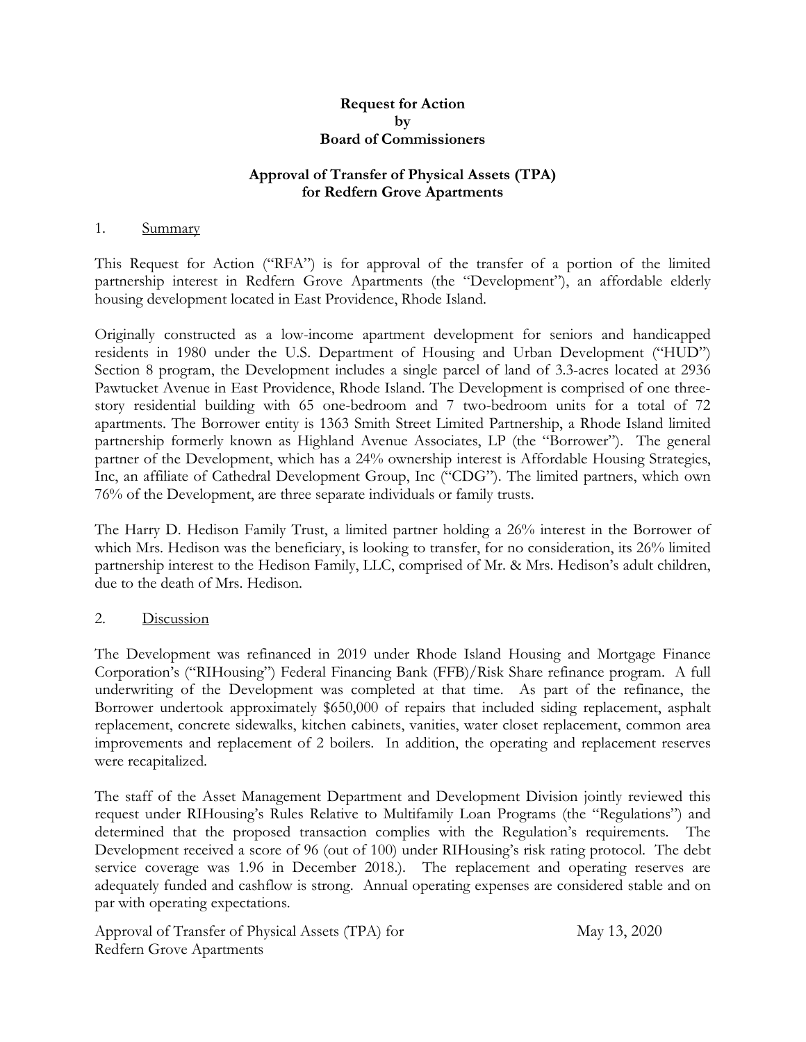**Request for Action**
**by**
**Board of Commissioners**

**Approval of Transfer of Physical Assets (TPA)**
**for Redfern Grove Apartments**

## 1. Summary

This Request for Action ("RFA") is for approval of the transfer of a portion of the limited partnership interest in Redfern Grove Apartments (the "Development"), an affordable elderly housing development located in East Providence, Rhode Island.

Originally constructed as a low-income apartment development for seniors and handicapped residents in 1980 under the U.S. Department of Housing and Urban Development ("HUD") Section 8 program, the Development includes a single parcel of land of 3.3-acres located at 2936 Pawtucket Avenue in East Providence, Rhode Island. The Development is comprised of one three-story residential building with 65 one-bedroom and 7 two-bedroom units for a total of 72 apartments. The Borrower entity is 1363 Smith Street Limited Partnership, a Rhode Island limited partnership formerly known as Highland Avenue Associates, LP (the "Borrower"). The general partner of the Development, which has a 24% ownership interest is Affordable Housing Strategies, Inc, an affiliate of Cathedral Development Group, Inc ("CDG"). The limited partners, which own 76% of the Development, are three separate individuals or family trusts.

The Harry D. Hedison Family Trust, a limited partner holding a 26% interest in the Borrower of which Mrs. Hedison was the beneficiary, is looking to transfer, for no consideration, its 26% limited partnership interest to the Hedison Family, LLC, comprised of Mr. & Mrs. Hedison's adult children, due to the death of Mrs. Hedison.

## 2. Discussion

The Development was refinanced in 2019 under Rhode Island Housing and Mortgage Finance Corporation's ("RIHousing") Federal Financing Bank (FFB)/Risk Share refinance program. A full underwriting of the Development was completed at that time. As part of the refinance, the Borrower undertook approximately $650,000 of repairs that included siding replacement, asphalt replacement, concrete sidewalks, kitchen cabinets, vanities, water closet replacement, common area improvements and replacement of 2 boilers. In addition, the operating and replacement reserves were recapitalized.

The staff of the Asset Management Department and Development Division jointly reviewed this request under RIHousing's Rules Relative to Multifamily Loan Programs (the "Regulations") and determined that the proposed transaction complies with the Regulation's requirements. The Development received a score of 96 (out of 100) under RIHousing's risk rating protocol. The debt service coverage was 1.96 in December 2018.). The replacement and operating reserves are adequately funded and cashflow is strong. Annual operating expenses are considered stable and on par with operating expectations.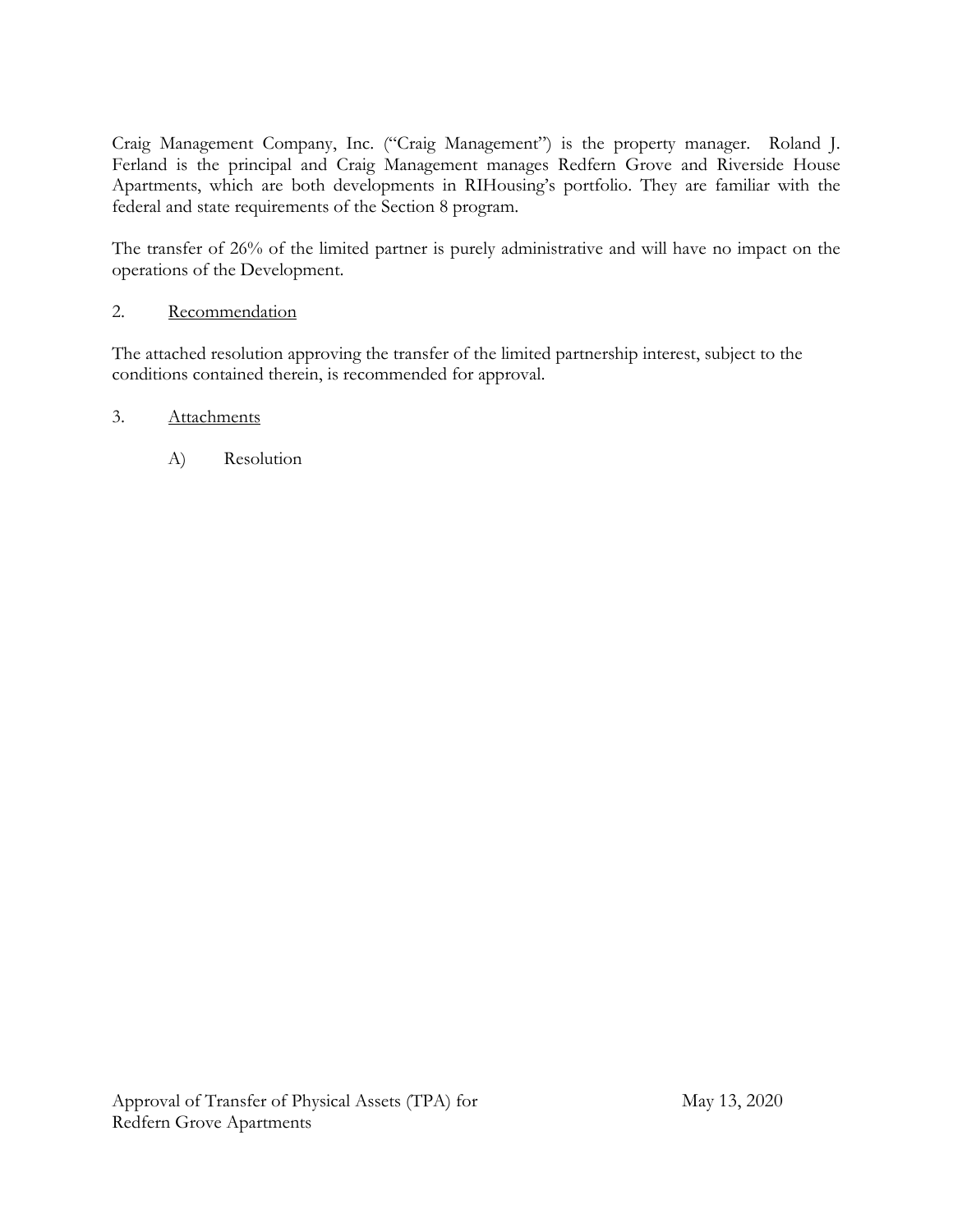Craig Management Company, Inc. ("Craig Management") is the property manager. Roland J. Ferland is the principal and Craig Management manages Redfern Grove and Riverside House Apartments, which are both developments in RIHousing's portfolio. They are familiar with the federal and state requirements of the Section 8 program.

The transfer of 26% of the limited partner is purely administrative and will have no impact on the operations of the Development.

2. Recommendation

The attached resolution approving the transfer of the limited partnership interest, subject to the conditions contained therein, is recommended for approval.

3. Attachments

   A) Resolution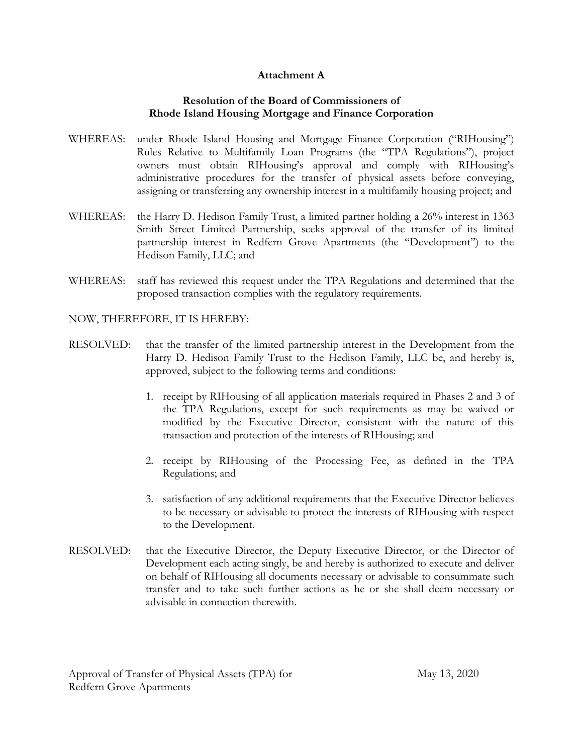**Attachment A**

**Resolution of the Board of Commissioners of Rhode Island Housing Mortgage and Finance Corporation**

WHEREAS: under Rhode Island Housing and Mortgage Finance Corporation ("RIHousing") Rules Relative to Multifamily Loan Programs (the "TPA Regulations"), project owners must obtain RIHousing's approval and comply with RIHousing's administrative procedures for the transfer of physical assets before conveying, assigning or transferring any ownership interest in a multifamily housing project; and

WHEREAS: the Harry D. Hedison Family Trust, a limited partner holding a 26% interest in 1363 Smith Street Limited Partnership, seeks approval of the transfer of its limited partnership interest in Redfern Grove Apartments (the "Development") to the Hedison Family, LLC; and

WHEREAS: staff has reviewed this request under the TPA Regulations and determined that the proposed transaction complies with the regulatory requirements.

NOW, THEREFORE, IT IS HEREBY:

RESOLVED: that the transfer of the limited partnership interest in the Development from the Harry D. Hedison Family Trust to the Hedison Family, LLC be, and hereby is, approved, subject to the following terms and conditions:

1. receipt by RIHousing of all application materials required in Phases 2 and 3 of the TPA Regulations, except for such requirements as may be waived or modified by the Executive Director, consistent with the nature of this transaction and protection of the interests of RIHousing; and

2. receipt by RIHousing of the Processing Fee, as defined in the TPA Regulations; and

3. satisfaction of any additional requirements that the Executive Director believes to be necessary or advisable to protect the interests of RIHousing with respect to the Development.

RESOLVED: that the Executive Director, the Deputy Executive Director, or the Director of Development each acting singly, be and hereby is authorized to execute and deliver on behalf of RIHousing all documents necessary or advisable to consummate such transfer and to take such further actions as he or she shall deem necessary or advisable in connection therewith.

Approval of Transfer of Physical Assets (TPA) for Redfern Grove Apartments

May 13, 2020